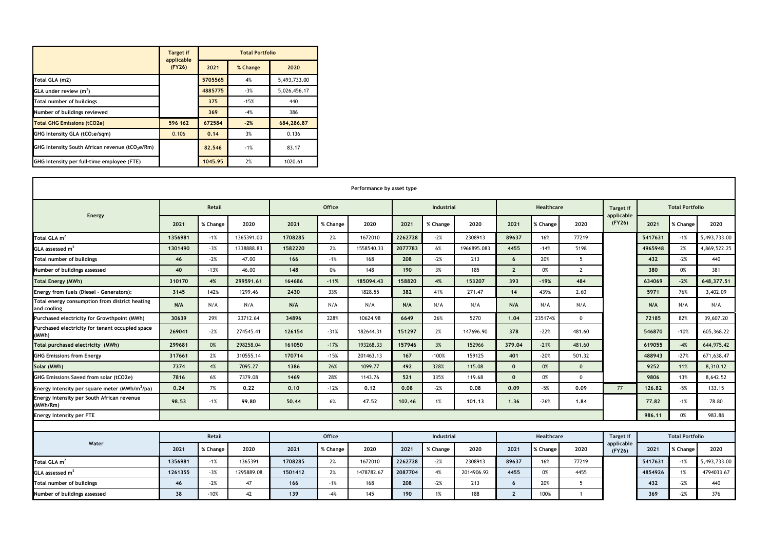| | Target if applicable (FY26) | Total Portfolio | | |
|---|---|---|---|---|
| | | 2021 | % Change | 2020 |
| Total GLA (m2) | | 5705565 | 4% | 5,493,733.00 |
| GLA under review ($m^2$) | | 4885775 | -3% | 5,026,456.17 |
| Total number of buildings | | 375 | -15% | 440 |
| Number of buildings reviewed | | 369 | -4% | 386 |
| Total GHG Emissions (tCO2e) | 596 162 | 672584 | -2% | 684,286.87 |
| GHG Intensity GLA ($tCO_2e$/sqm) | 0.106 | 0.14 | 3% | 0.136 |
| GHG Intensity South African revenue ($tCO_2e$/Rm) | | 82.546 | -1% | 83.17 |
| GHG Intensity per full-time employee (FTE) | | 1045.95 | 2% | 1020.61 |

**Performance by asset type**

| Energy | Retail | | | Office | | | Industrial | | | Healthcare | | | Target if applicable (FY26) | Total Portfolio | | |
|---|---|---|---|---|---|---|---|---|---|---|---|---|---|---|---|---|
| | 2021 | % Change | 2020 | 2021 | % Change | 2020 | 2021 | % Change | 2020 | 2021 | % Change | 2020 | | 2021 | % Change | 2020 |
| Total GLA $m^2$ | 1356981 | -1% | 1365391.00 | 1708285 | 2% | 1672010 | 2262728 | -2% | 2308913 | 89637 | 16% | 77219 | | 5417631 | -1% | 5,493,733.00 |
| GLA assessed $m^2$ | 1301490 | -3% | 1338888.83 | 1582220 | 2% | 1558540.33 | 2077783 | 6% | 1966895.083 | 4455 | -14% | 5198 | | 4965948 | 2% | 4,869,522.25 |
| Total number of buildings | 46 | -2% | 47.00 | 166 | -1% | 168 | 208 | -2% | 213 | 6 | 20% | 5 | | 432 | -2% | 440 |
| Number of buildings assessed | 40 | -13% | 46.00 | 148 | 0% | 148 | 190 | 3% | 185 | 2 | 0% | 2 | | 380 | 0% | 381 |
| Total Energy (MWh) | 310170 | 4% | 299591.61 | 164686 | -11% | 185094.43 | 158820 | 4% | 153207 | 393 | -19% | 484 | | 634069 | -2% | 648,377.51 |
| Energy from fuels (Diesel - Generators): | 3145 | 142% | 1299.46 | 2430 | 33% | 1828.55 | 382 | 41% | 271.47 | 14 | 439% | 2.60 | | 5971 | 76% | 3,402.09 |
| Total energy consumption from district heating and cooling | N/A | N/A | N/A | N/A | N/A | N/A | N/A | N/A | N/A | N/A | N/A | N/A | | N/A | N/A | N/A |
| Purchased electricity for Growthpoint (MWh) | 30639 | 29% | 23712.64 | 34896 | 228% | 10624.98 | 6649 | 26% | 5270 | 1.04 | 235174% | 0 | | 72185 | 82% | 39,607.20 |
| Purchased electricity for tenant occupied space (MWh) | 269041 | -2% | 274545.41 | 126154 | -31% | 182644.31 | 151297 | 2% | 147696.90 | 378 | -22% | 481.60 | | 546870 | -10% | 605,368.22 |
| Total purchased electricity (MWh) | 299681 | 0% | 298258.04 | 161050 | -17% | 193268.33 | 157946 | 3% | 152966 | 379.04 | -21% | 481.60 | | 619055 | -4% | 644,975.42 |
| GHG Emissions from Energy | 317661 | 2% | 310555.14 | 170714 | -15% | 201463.13 | 167 | -100% | 159125 | 401 | -20% | 501.32 | | 488943 | -27% | 671,638.47 |
| Solar (MWh) | 7374 | 4% | 7095.27 | 1386 | 26% | 1099.77 | 492 | 328% | 115.08 | 0 | 0% | 0 | | 9252 | 11% | 8,310.12 |
| GHG Emissions Saved from solar (tCO2e) | 7816 | 6% | 7379.08 | 1469 | 28% | 1143.76 | 521 | 335% | 119.68 | 0 | 0% | 0 | | 9806 | 13% | 8,642.52 |
| Energy Intensity per square meter ($MWh/m^2$/pa) | 0.24 | 7% | 0.22 | 0.10 | -12% | 0.12 | 0.08 | -2% | 0.08 | 0.09 | -5% | 0.09 | 77 | 126.82 | -5% | 133.15 |
| Energy Intensity per South African revenue (MWh/Rm) | 98.53 | -1% | 99.80 | 50.44 | 6% | 47.52 | 102.46 | 1% | 101.13 | 1.36 | -26% | 1.84 | | 77.82 | -1% | 78.80 |
| Energy Intensity per FTE | | | | | | | | | | | | | | 986.11 | 0% | 983.88 |

| Water | Retail | | | Office | | | Industrial | | | Healthcare | | | Target if applicable (FY26) | Total Portfolio | | |
|---|---|---|---|---|---|---|---|---|---|---|---|---|---|---|---|---|
| | 2021 | % Change | 2020 | 2021 | % Change | 2020 | 2021 | % Change | 2020 | 2021 | % Change | 2020 | | 2021 | % Change | 2020 |
| Total GLA $m^2$ | 1356981 | -1% | 1365391 | 1708285 | 2% | 1672010 | 2262728 | -2% | 2308913 | 89637 | 16% | 77219 | | 5417631 | -1% | 5,493,733.00 |
| GLA assessed $m^2$ | 1261355 | -3% | 1295889.08 | 1501412 | 2% | 1478782.67 | 2087704 | 4% | 2014906.92 | 4455 | 0% | 4455 | | 4854926 | 1% | 4794033.67 |
| Total number of buildings | 46 | -2% | 47 | 166 | -1% | 168 | 208 | -2% | 213 | 6 | 20% | 5 | | 432 | -2% | 440 |
| Number of buildings assessed | 38 | -10% | 42 | 139 | -4% | 145 | 190 | 1% | 188 | 2 | 100% | 1 | | 369 | -2% | 376 |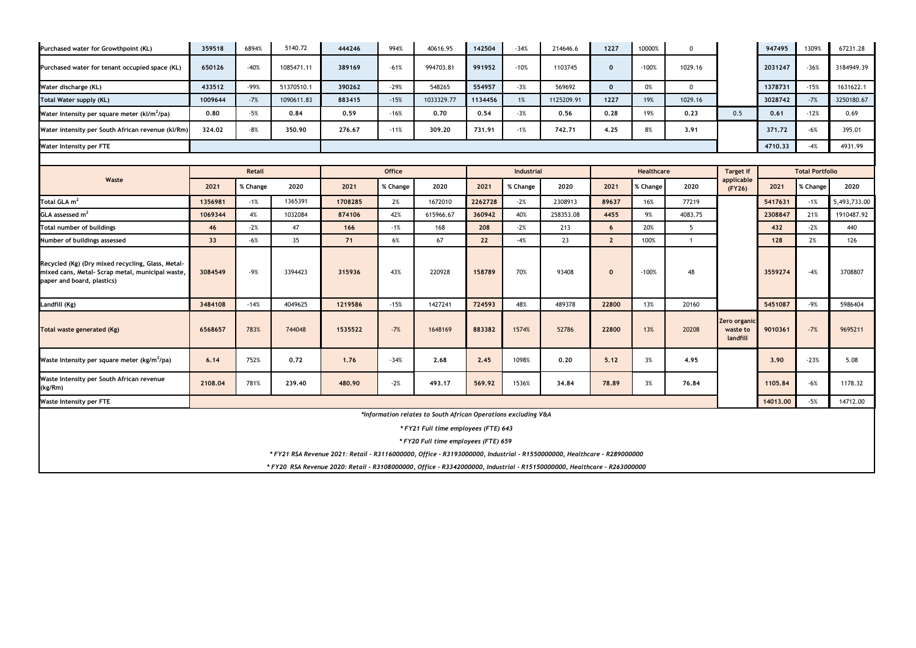| | | | | | | | | | | | | | | | | |
|---|---|---|---|---|---|---|---|---|---|---|---|---|---|---|---|---|
| Purchased water for Growthpoint (KL) | 359518 | 6894% | 5140.72 | 444246 | 994% | 40616.95 | 142504 | -34% | 214646.6 | 1227 | 10000% | 0 | | 947495 | 1309% | 67231.28 |
| Purchased water for tenant occupied space (KL) | 650126 | -40% | 1085471.11 | 389169 | -61% | 994703.81 | 991952 | -10% | 1103745 | 0 | -100% | 1029.16 | | 2031247 | -36% | 3184949.39 |
| Water discharge (KL) | 433512 | -99% | 51370510.1 | 390262 | -29% | 548265 | 554957 | -3% | 569692 | 0 | 0% | 0 | | 1378731 | -15% | 1631622.1 |
| Total Water supply (KL) | 1009644 | -7% | 1090611.83 | 883415 | -15% | 1033329.77 | 1134456 | 1% | 1125209.91 | 1227 | 19% | 1029.16 | | 3028742 | -7% | 3250180.67 |
| Water Intensity per square meter (kl/m²/pa) | 0.80 | -5% | 0.84 | 0.59 | -16% | 0.70 | 0.54 | -3% | 0.56 | 0.28 | 19% | 0.23 | 0.5 | 0.61 | -12% | 0.69 |
| Water intensity per South African revenue (kl/Rm) | 324.02 | -8% | 350.90 | 276.67 | -11% | 309.20 | 731.91 | -1% | 742.71 | 4.25 | 8% | 3.91 | | 371.72 | -6% | 395.01 |
| Water Intensity per FTE | | | | | | | | | | | | | | 4710.33 | -4% | 4931.99 |

| Waste | Retail | | | Office | | | Industrial | | | Healthcare | | | Target if applicable (FY26) | Total Portfolio | | |
|---|---|---|---|---|---|---|---|---|---|---|---|---|---|---|---|---|
| | 2021 | % Change | 2020 | 2021 | % Change | 2020 | 2021 | % Change | 2020 | 2021 | % Change | 2020 | | 2021 | % Change | 2020 |
| Total GLA m² | 1356981 | -1% | 1365391 | 1708285 | 2% | 1672010 | 2262728 | -2% | 2308913 | 89637 | 16% | 77219 | | 5417631 | -1% | 5,493,733.00 |
| GLA assessed m² | 1069344 | 4% | 1032084 | 874106 | 42% | 615966.67 | 360942 | 40% | 258353.08 | 4455 | 9% | 4083.75 | | 2308847 | 21% | 1910487.92 |
| Total number of buildings | 46 | -2% | 47 | 166 | -1% | 168 | 208 | -2% | 213 | 6 | 20% | 5 | | 432 | -2% | 440 |
| Number of buildings assessed | 33 | -6% | 35 | 71 | 6% | 67 | 22 | -4% | 23 | 2 | 100% | 1 | | 128 | 2% | 126 |
| Recycled (Kg) (Dry mixed recycling, Glass, Metal-mixed cans, Metal- Scrap metal, municipal waste, paper and board, plastics) | 3084549 | -9% | 3394423 | 315936 | 43% | 220928 | 158789 | 70% | 93408 | 0 | -100% | 48 | | 3559274 | -4% | 3708807 |
| Landfill (Kg) | 3484108 | -14% | 4049625 | 1219586 | -15% | 1427241 | 724593 | 48% | 489378 | 22800 | 13% | 20160 | | 5451087 | -9% | 5986404 |
| Total waste generated (Kg) | 6568657 | 783% | 744048 | 1535522 | -7% | 1648169 | 883382 | 1574% | 52786 | 22800 | 13% | 20208 | Zero organic waste to landfill | 9010361 | -7% | 9695211 |
| Waste Intensity per square meter (kg/m²/pa) | 6.14 | 752% | 0.72 | 1.76 | -34% | 2.68 | 2.45 | 1098% | 0.20 | 5.12 | 3% | 4.95 | | 3.90 | -23% | 5.08 |
| Waste Intensity per South African revenue (kg/Rm) | 2108.04 | 781% | 239.40 | 480.90 | -2% | 493.17 | 569.92 | 1536% | 34.84 | 78.89 | 3% | 76.84 | | 1105.84 | -6% | 1178.32 |
| Waste Intensity per FTE | | | | | | | | | | | | | | 14013.00 | -5% | 14712.00 |

*Information relates to South African Operations excluding V&A

* FY21 Full time employees (FTE) 643

* FY20 Full time employees (FTE) 659

* FY21 RSA Revenue 2021: Retail - R3116000000, Office - R3193000000, Industrial - R1550000000, Healthcare - R289000000

* FY20 RSA Revenue 2020: Retail - R3108000000, Office - R3342000000, Industrial - R15150000000, Healthcare - R263000000